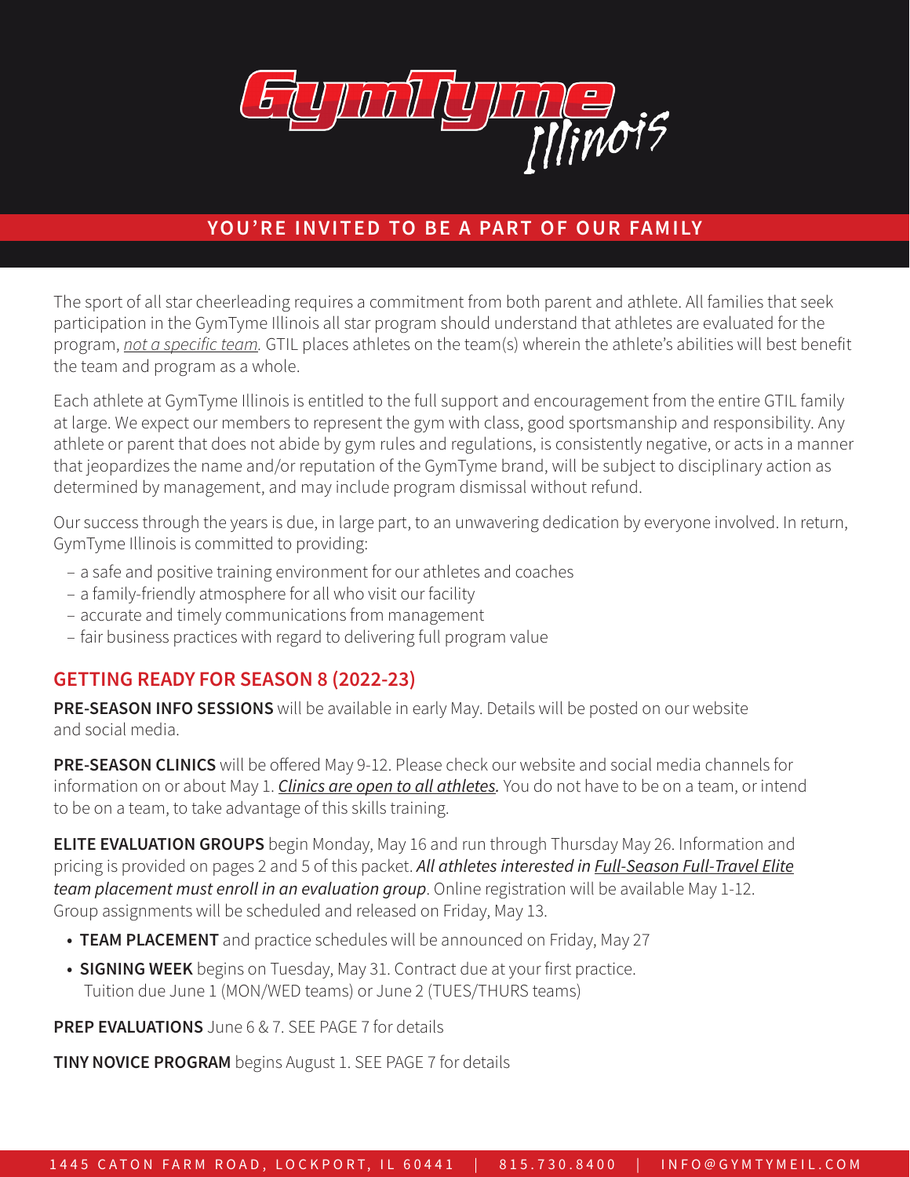# GymTyme Illinois

## YOU'RE INVITED TO BE A PART OF OUR FAMILY

The sport of all star cheerleading requires a commitment from both parent and athlete. All families that seek participation in the GymTyme Illinois all star program should understand that athletes are evaluated for the program, *not a specific team.* GTIL places athletes on the team(s) wherein the athlete's abilities will best benefit the team and program as a whole.

Each athlete at GymTyme Illinois is entitled to the full support and encouragement from the entire GTIL family at large. We expect our members to represent the gym with class, good sportsmanship and responsibility. Any athlete or parent that does not abide by gym rules and regulations, is consistently negative, or acts in a manner that jeopardizes the name and/or reputation of the GymTyme brand, will be subject to disciplinary action as determined by management, and may include program dismissal without refund.

Our success through the years is due, in large part, to an unwavering dedication by everyone involved. In return, GymTyme Illinois is committed to providing:

- a safe and positive training environment for our athletes and coaches
- a family-friendly atmosphere for all who visit our facility
- accurate and timely communications from management
- fair business practices with regard to delivering full program value

## GETTING READY FOR SEASON 8 (2022-23)

**PRE-SEASON INFO SESSIONS** will be available in early May. Details will be posted on our website and social media.

**PRE-SEASON CLINICS** will be offered May 9-12. Please check our website and social media channels for information on or about May 1. ***Clinics are open to all athletes.*** You do not have to be on a team, or intend to be on a team, to take advantage of this skills training.

**ELITE EVALUATION GROUPS** begin Monday, May 16 and run through Thursday May 26. Information and pricing is provided on pages 2 and 5 of this packet. ***All athletes interested in Full-Season Full-Travel Elite team placement must enroll in an evaluation group***. Online registration will be available May 1-12. Group assignments will be scheduled and released on Friday, May 13.

- **TEAM PLACEMENT** and practice schedules will be announced on Friday, May 27
- **SIGNING WEEK** begins on Tuesday, May 31. Contract due at your first practice. Tuition due June 1 (MON/WED teams) or June 2 (TUES/THURS teams)

**PREP EVALUATIONS** June 6 & 7. SEE PAGE 7 for details

**TINY NOVICE PROGRAM** begins August 1. SEE PAGE 7 for details

1445 CATON FARM ROAD, LOCKPORT, IL 60441 | 815.730.8400 | INFO@GYMTYMEIL.COM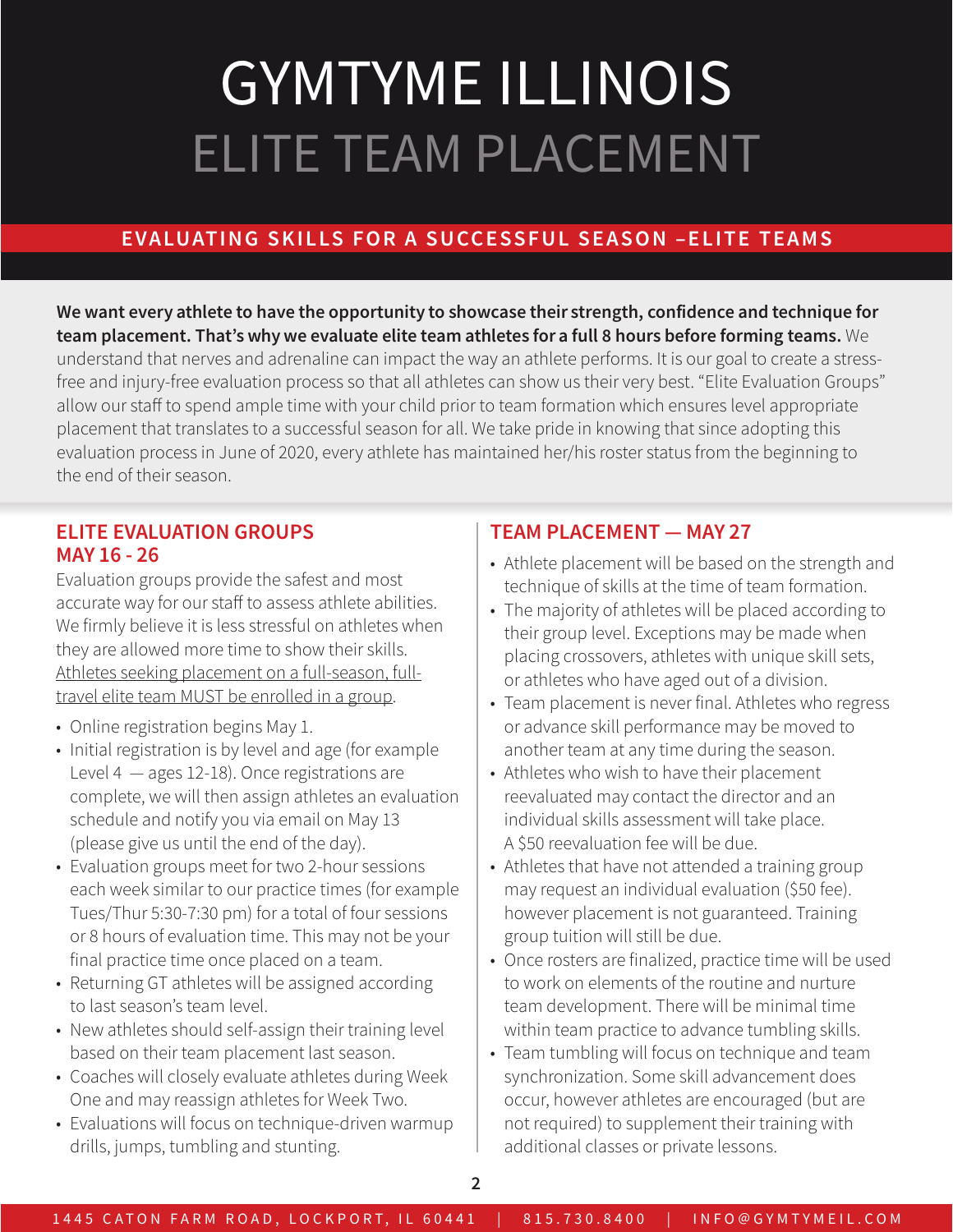# GYMTYME ILLINOIS
# ELITE TEAM PLACEMENT

## EVALUATING SKILLS FOR A SUCCESSFUL SEASON –ELITE TEAMS

**We want every athlete to have the opportunity to showcase their strength, confidence and technique for team placement. That's why we evaluate elite team athletes for a full 8 hours before forming teams.** We understand that nerves and adrenaline can impact the way an athlete performs. It is our goal to create a stress-free and injury-free evaluation process so that all athletes can show us their very best. "Elite Evaluation Groups" allow our staff to spend ample time with your child prior to team formation which ensures level appropriate placement that translates to a successful season for all. We take pride in knowing that since adopting this evaluation process in June of 2020, every athlete has maintained her/his roster status from the beginning to the end of their season.

### ELITE EVALUATION GROUPS MAY 16 - 26

Evaluation groups provide the safest and most accurate way for our staff to assess athlete abilities. We firmly believe it is less stressful on athletes when they are allowed more time to show their skills. <u>Athletes seeking placement on a full-season, full-travel elite team MUST be enrolled in a group</u>.

- Online registration begins May 1.
- Initial registration is by level and age (for example Level 4 — ages 12-18). Once registrations are complete, we will then assign athletes an evaluation schedule and notify you via email on May 13 (please give us until the end of the day).
- Evaluation groups meet for two 2-hour sessions each week similar to our practice times (for example Tues/Thur 5:30-7:30 pm) for a total of four sessions or 8 hours of evaluation time. This may not be your final practice time once placed on a team.
- Returning GT athletes will be assigned according to last season's team level.
- New athletes should self-assign their training level based on their team placement last season.
- Coaches will closely evaluate athletes during Week One and may reassign athletes for Week Two.
- Evaluations will focus on technique-driven warmup drills, jumps, tumbling and stunting.

### TEAM PLACEMENT — MAY 27

- Athlete placement will be based on the strength and technique of skills at the time of team formation.
- The majority of athletes will be placed according to their group level. Exceptions may be made when placing crossovers, athletes with unique skill sets, or athletes who have aged out of a division.
- Team placement is never final. Athletes who regress or advance skill performance may be moved to another team at any time during the season.
- Athletes who wish to have their placement reevaluated may contact the director and an individual skills assessment will take place. A $50 reevaluation fee will be due.
- Athletes that have not attended a training group may request an individual evaluation ($50 fee). however placement is not guaranteed. Training group tuition will still be due.
- Once rosters are finalized, practice time will be used to work on elements of the routine and nurture team development. There will be minimal time within team practice to advance tumbling skills.
- Team tumbling will focus on technique and team synchronization. Some skill advancement does occur, however athletes are encouraged (but are not required) to supplement their training with additional classes or private lessons.

1445 CATON FARM ROAD, LOCKPORT, IL 60441 | 815.730.8400 | INFO@GYMTYMEIL.COM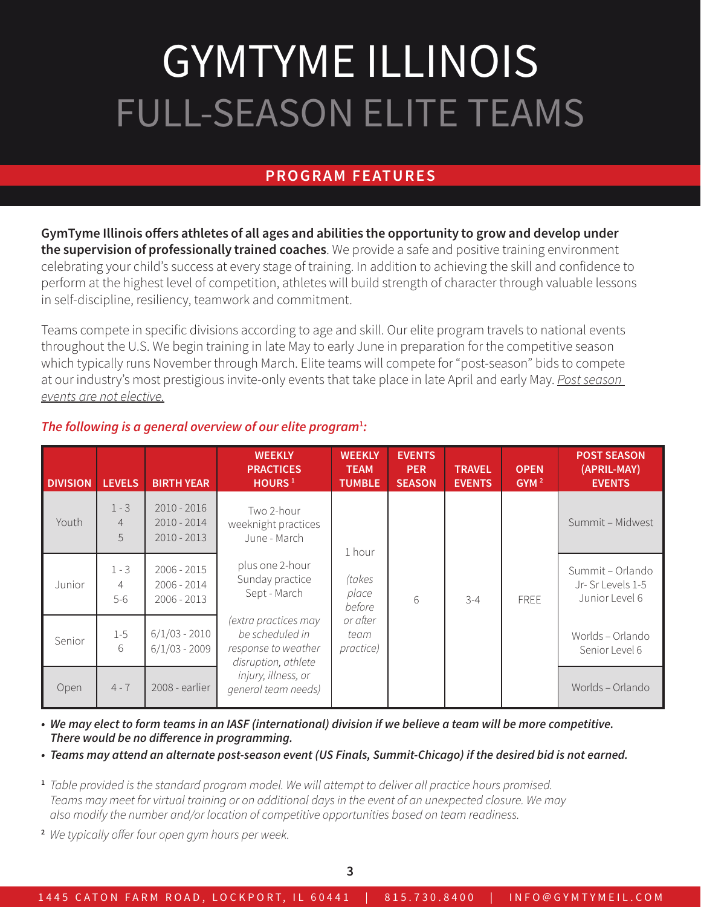# GYMTYME ILLINOIS

# FULL-SEASON ELITE TEAMS

## PROGRAM FEATURES

**GymTyme Illinois offers athletes of all ages and abilities the opportunity to grow and develop under the supervision of professionally trained coaches**. We provide a safe and positive training environment celebrating your child's success at every stage of training. In addition to achieving the skill and confidence to perform at the highest level of competition, athletes will build strength of character through valuable lessons in self-discipline, resiliency, teamwork and commitment.

Teams compete in specific divisions according to age and skill. Our elite program travels to national events throughout the U.S. We begin training in late May to early June in preparation for the competitive season which typically runs November through March. Elite teams will compete for "post-season" bids to compete at our industry's most prestigious invite-only events that take place in late April and early May. <u>Post season events are not elective.</u>

***The following is a general overview of our elite program[1]:***

| DIVISION | LEVELS | BIRTH YEAR | WEEKLY PRACTICES HOURS [1] | WEEKLY TEAM TUMBLE | EVENTS PER SEASON | TRAVEL EVENTS | OPEN GYM [2] | POST SEASON (APRIL-MAY) EVENTS |
|---|---|---|---|---|---|---|---|---|
| Youth | 1 - 3<br>4<br>5 | 2010 - 2016<br>2010 - 2014<br>2010 - 2013 | Two 2-hour weeknight practices June - March<br><br>plus one 2-hour Sunday practice Sept - March<br><br>*(extra practices may be scheduled in response to weather disruption, athlete injury, illness, or general team needs)* | 1 hour<br><br>*(takes place before or after team practice)* | 6 | 3-4 | FREE | Summit – Midwest |
| Junior | 1 - 3<br>4<br>5-6 | 2006 - 2015<br>2006 - 2014<br>2006 - 2013 | | | | | | Summit – Orlando Jr- Sr Levels 1-5 Junior Level 6 |
| Senior | 1-5<br>6 | 6/1/03 - 2010<br>6/1/03 - 2009 | | | | | | Worlds – Orlando Senior Level 6 |
| Open | 4 - 7 | 2008 - earlier | | | | | | Worlds – Orlando |

- ***We may elect to form teams in an IASF (international) division if we believe a team will be more competitive. There would be no difference in programming.***
- ***Teams may attend an alternate post-season event (US Finals, Summit-Chicago) if the desired bid is not earned.***

[1] *Table provided is the standard program model. We will attempt to deliver all practice hours promised. Teams may meet for virtual training or on additional days in the event of an unexpected closure. We may also modify the number and/or location of competitive opportunities based on team readiness.*

[2] *We typically offer four open gym hours per week.*

1445 CATON FARM ROAD, LOCKPORT, IL 60441 | 815.730.8400 | INFO@GYMTYMEIL.COM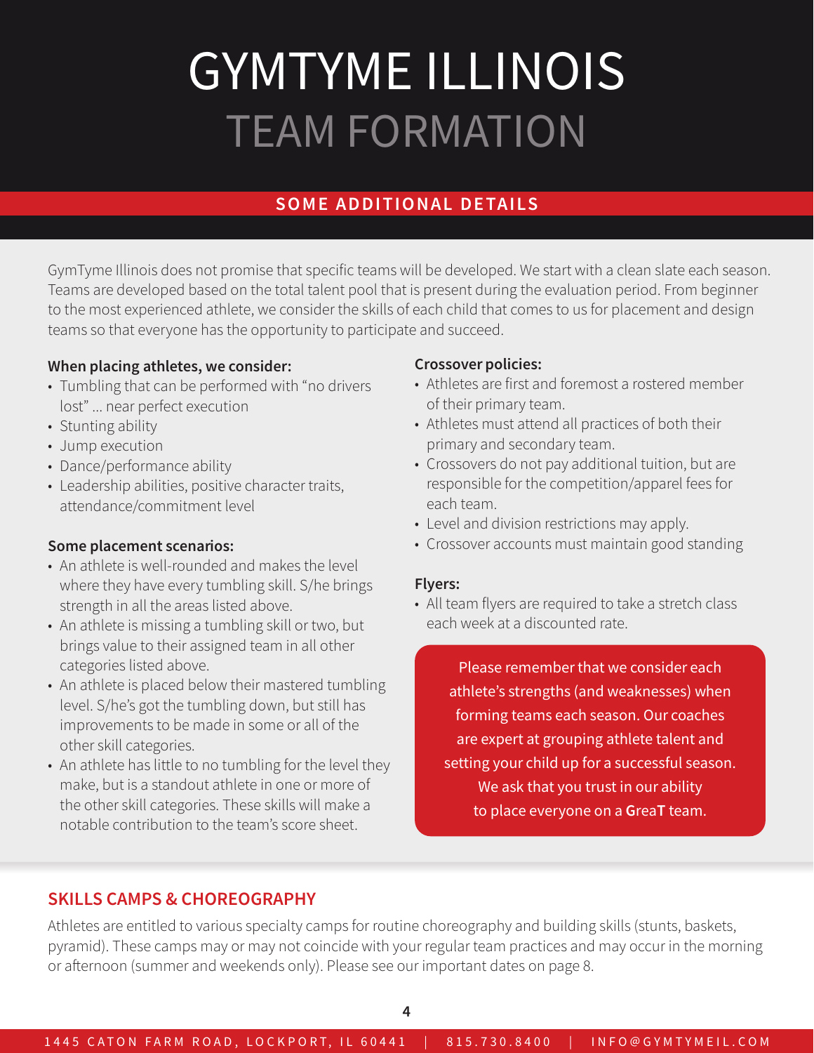# GYMTYME ILLINOIS
# TEAM FORMATION

## SOME ADDITIONAL DETAILS

GymTyme Illinois does not promise that specific teams will be developed. We start with a clean slate each season. Teams are developed based on the total talent pool that is present during the evaluation period. From beginner to the most experienced athlete, we consider the skills of each child that comes to us for placement and design teams so that everyone has the opportunity to participate and succeed.

**When placing athletes, we consider:**

- Tumbling that can be performed with "no drivers lost" ... near perfect execution
- Stunting ability
- Jump execution
- Dance/performance ability
- Leadership abilities, positive character traits, attendance/commitment level

**Some placement scenarios:**

- An athlete is well-rounded and makes the level where they have every tumbling skill. S/he brings strength in all the areas listed above.
- An athlete is missing a tumbling skill or two, but brings value to their assigned team in all other categories listed above.
- An athlete is placed below their mastered tumbling level. S/he's got the tumbling down, but still has improvements to be made in some or all of the other skill categories.
- An athlete has little to no tumbling for the level they make, but is a standout athlete in one or more of the other skill categories. These skills will make a notable contribution to the team's score sheet.

**Crossover policies:**

- Athletes are first and foremost a rostered member of their primary team.
- Athletes must attend all practices of both their primary and secondary team.
- Crossovers do not pay additional tuition, but are responsible for the competition/apparel fees for each team.
- Level and division restrictions may apply.
- Crossover accounts must maintain good standing

**Flyers:**

- All team flyers are required to take a stretch class each week at a discounted rate.

Please remember that we consider each athlete's strengths (and weaknesses) when forming teams each season. Our coaches are expert at grouping athlete talent and setting your child up for a successful season. We ask that you trust in our ability to place everyone on a **G**rea**T** team.

## SKILLS CAMPS & CHOREOGRAPHY

Athletes are entitled to various specialty camps for routine choreography and building skills (stunts, baskets, pyramid). These camps may or may not coincide with your regular team practices and may occur in the morning or afternoon (summer and weekends only). Please see our important dates on page 8.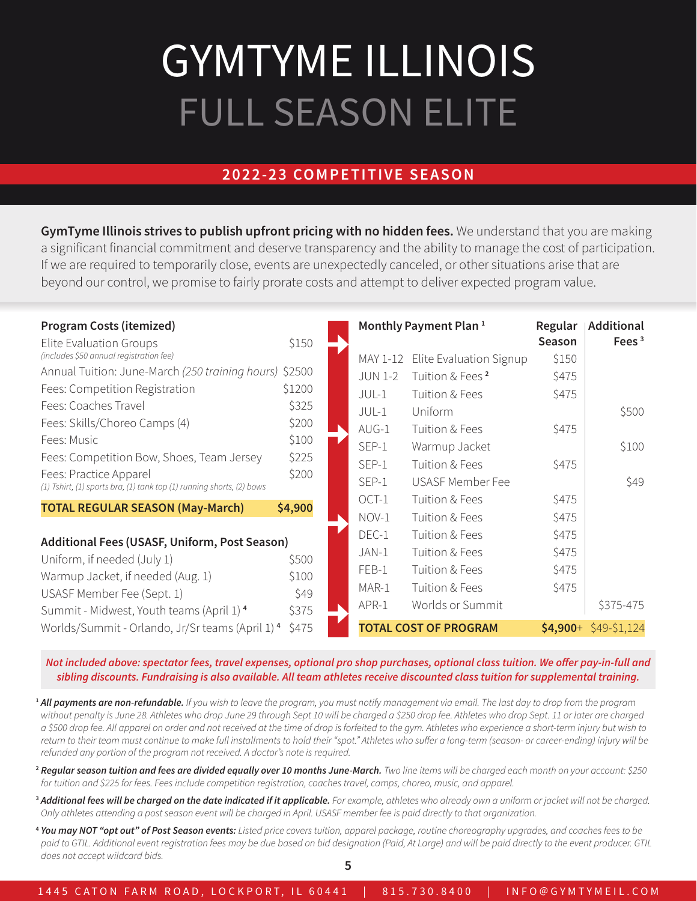# GYMTYME ILLINOIS
## FULL SEASON ELITE

### 2022-23 COMPETITIVE SEASON

**GymTyme Illinois strives to publish upfront pricing with no hidden fees.** We understand that you are making a significant financial commitment and deserve transparency and the ability to manage the cost of participation. If we are required to temporarily close, events are unexpectedly canceled, or other situations arise that are beyond our control, we promise to fairly prorate costs and attempt to deliver expected program value.

| Program Costs (itemized) | |
|---|---|
| Elite Evaluation Groups *(includes $50 annual registration fee)* | $150 |
| Annual Tuition: June-March *(250 training hours)* | $2500 |
| Fees: Competition Registration | $1200 |
| Fees: Coaches Travel | $325 |
| Fees: Skills/Choreo Camps (4) | $200 |
| Fees: Music | $100 |
| Fees: Competition Bow, Shoes, Team Jersey | $225 |
| Fees: Practice Apparel *(1) Tshirt, (1) sports bra, (1) tank top (1) running shorts, (2) bows* | $200 |
| **TOTAL REGULAR SEASON (May-March)** | **$4,900** |

| Additional Fees (USASF, Uniform, Post Season) | |
|---|---|
| Uniform, if needed (July 1) | $500 |
| Warmup Jacket, if needed (Aug. 1) | $100 |
| USASF Member Fee (Sept. 1) | $49 |
| Summit - Midwest, Youth teams (April 1) [4] | $375 |
| Worlds/Summit - Orlando, Jr/Sr teams (April 1) [4] | $475 |

| Monthly Payment Plan [1] | | Regular Season | Additional Fees [3] |
|---|---|---|---|
| MAY 1-12 | Elite Evaluation Signup | $150 | |
| JUN 1-2 | Tuition & Fees [2] | $475 | |
| JUL-1 | Tuition & Fees | $475 | |
| JUL-1 | Uniform | | $500 |
| AUG-1 | Tuition & Fees | $475 | |
| SEP-1 | Warmup Jacket | | $100 |
| SEP-1 | Tuition & Fees | $475 | |
| SEP-1 | USASF Member Fee | | $49 |
| OCT-1 | Tuition & Fees | $475 | |
| NOV-1 | Tuition & Fees | $475 | |
| DEC-1 | Tuition & Fees | $475 | |
| JAN-1 | Tuition & Fees | $475 | |
| FEB-1 | Tuition & Fees | $475 | |
| MAR-1 | Tuition & Fees | $475 | |
| APR-1 | Worlds or Summit | | $375-475 |
| **TOTAL COST OF PROGRAM** | | **$4,900+** | $49-$1,124 |

***Not included above: spectator fees, travel expenses, optional pro shop purchases, optional class tuition. We offer pay-in-full and sibling discounts. Fundraising is also available. All team athletes receive discounted class tuition for supplemental training.***

[1] ***All payments are non-refundable.*** *If you wish to leave the program, you must notify management via email. The last day to drop from the program without penalty is June 28. Athletes who drop June 29 through Sept 10 will be charged a $250 drop fee. Athletes who drop Sept. 11 or later are charged a $500 drop fee. All apparel on order and not received at the time of drop is forfeited to the gym. Athletes who experience a short-term injury but wish to return to their team must continue to make full installments to hold their "spot." Athletes who suffer a long-term (season- or career-ending) injury will be refunded any portion of the program not received. A doctor's note is required.*

[2] ***Regular season tuition and fees are divided equally over 10 months June-March.*** *Two line items will be charged each month on your account: $250 for tuition and $225 for fees. Fees include competition registration, coaches travel, camps, choreo, music, and apparel.*

[3] ***Additional fees will be charged on the date indicated if it applicable.*** *For example, athletes who already own a uniform or jacket will not be charged. Only athletes attending a post season event will be charged in April. USASF member fee is paid directly to that organization.*

[4] ***You may NOT "opt out" of Post Season events:*** *Listed price covers tuition, apparel package, routine choreography upgrades, and coaches fees to be paid to GTIL. Additional event registration fees may be due based on bid designation (Paid, At Large) and will be paid directly to the event producer. GTIL does not accept wildcard bids.*

1445 CATON FARM ROAD, LOCKPORT, IL 60441 | 815.730.8400 | INFO@GYMTYMEIL.COM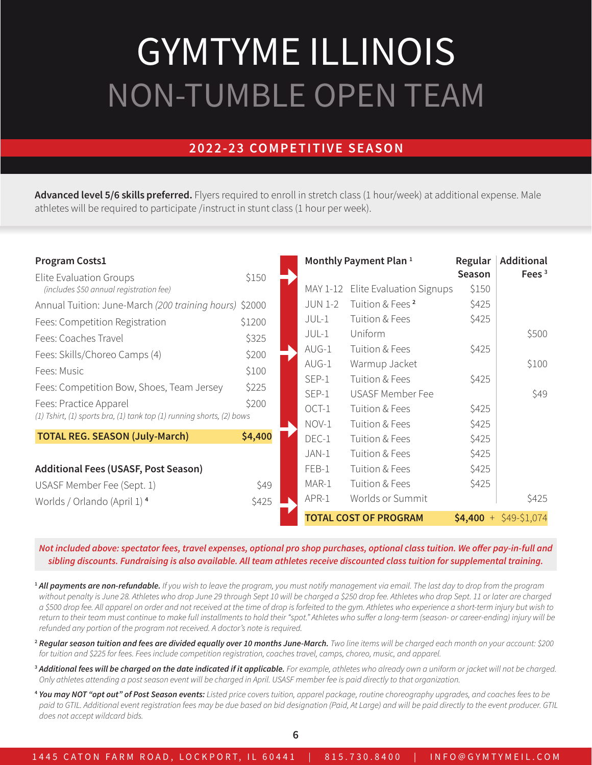# GYMTYME ILLINOIS
## NON-TUMBLE OPEN TEAM

### 2022-23 COMPETITIVE SEASON

**Advanced level 5/6 skills preferred.** Flyers required to enroll in stretch class (1 hour/week) at additional expense. Male athletes will be required to participate /instruct in stunt class (1 hour per week).

| Program Costs1 | |
|---|---|
| Elite Evaluation Groups *(includes $50 annual registration fee)* | $150 |
| Annual Tuition: June-March *(200 training hours)* | $2000 |
| Fees: Competition Registration | $1200 |
| Fees: Coaches Travel | $325 |
| Fees: Skills/Choreo Camps (4) | $200 |
| Fees: Music | $100 |
| Fees: Competition Bow, Shoes, Team Jersey | $225 |
| Fees: Practice Apparel *(1) Tshirt, (1) sports bra, (1) tank top (1) running shorts, (2) bows* | $200 |
| **TOTAL REG. SEASON (July-March)** | **$4,400** |

| Additional Fees (USASF, Post Season) | |
|---|---|
| USASF Member Fee (Sept. 1) | $49 |
| Worlds / Orlando (April 1) [4] | $425 |

| Monthly Payment Plan [1] | | Regular Season | Additional Fees [3] |
|---|---|---|---|
| MAY 1-12 | Elite Evaluation Signups | $150 | |
| JUN 1-2 | Tuition & Fees [2] | $425 | |
| JUL-1 | Tuition & Fees | $425 | |
| JUL-1 | Uniform | | $500 |
| AUG-1 | Tuition & Fees | $425 | |
| AUG-1 | Warmup Jacket | | $100 |
| SEP-1 | Tuition & Fees | $425 | |
| SEP-1 | USASF Member Fee | | $49 |
| OCT-1 | Tuition & Fees | $425 | |
| NOV-1 | Tuition & Fees | $425 | |
| DEC-1 | Tuition & Fees | $425 | |
| JAN-1 | Tuition & Fees | $425 | |
| FEB-1 | Tuition & Fees | $425 | |
| MAR-1 | Tuition & Fees | $425 | |
| APR-1 | Worlds or Summit | | $425 |
| **TOTAL COST OF PROGRAM** | | **$4,400** + | $49-$1,074 |

***Not included above: spectator fees, travel expenses, optional pro shop purchases, optional class tuition. We offer pay-in-full and sibling discounts. Fundraising is also available. All team athletes receive discounted class tuition for supplemental training.***

[1] ***All payments are non-refundable.*** *If you wish to leave the program, you must notify management via email. The last day to drop from the program without penalty is June 28. Athletes who drop June 29 through Sept 10 will be charged a $250 drop fee. Athletes who drop Sept. 11 or later are charged a $500 drop fee. All apparel on order and not received at the time of drop is forfeited to the gym. Athletes who experience a short-term injury but wish to return to their team must continue to make full installments to hold their "spot." Athletes who suffer a long-term (season- or career-ending) injury will be refunded any portion of the program not received. A doctor's note is required.*

[2] ***Regular season tuition and fees are divided equally over 10 months June-March.*** *Two line items will be charged each month on your account: $200 for tuition and $225 for fees. Fees include competition registration, coaches travel, camps, choreo, music, and apparel.*

[3] ***Additional fees will be charged on the date indicated if it applicable.*** *For example, athletes who already own a uniform or jacket will not be charged. Only athletes attending a post season event will be charged in April. USASF member fee is paid directly to that organization.*

[4] ***You may NOT "opt out" of Post Season events:*** *Listed price covers tuition, apparel package, routine choreography upgrades, and coaches fees to be paid to GTIL. Additional event registration fees may be due based on bid designation (Paid, At Large) and will be paid directly to the event producer. GTIL does not accept wildcard bids.*

1445 CATON FARM ROAD, LOCKPORT, IL 60441 | 815.730.8400 | INFO@GYMTYMEIL.COM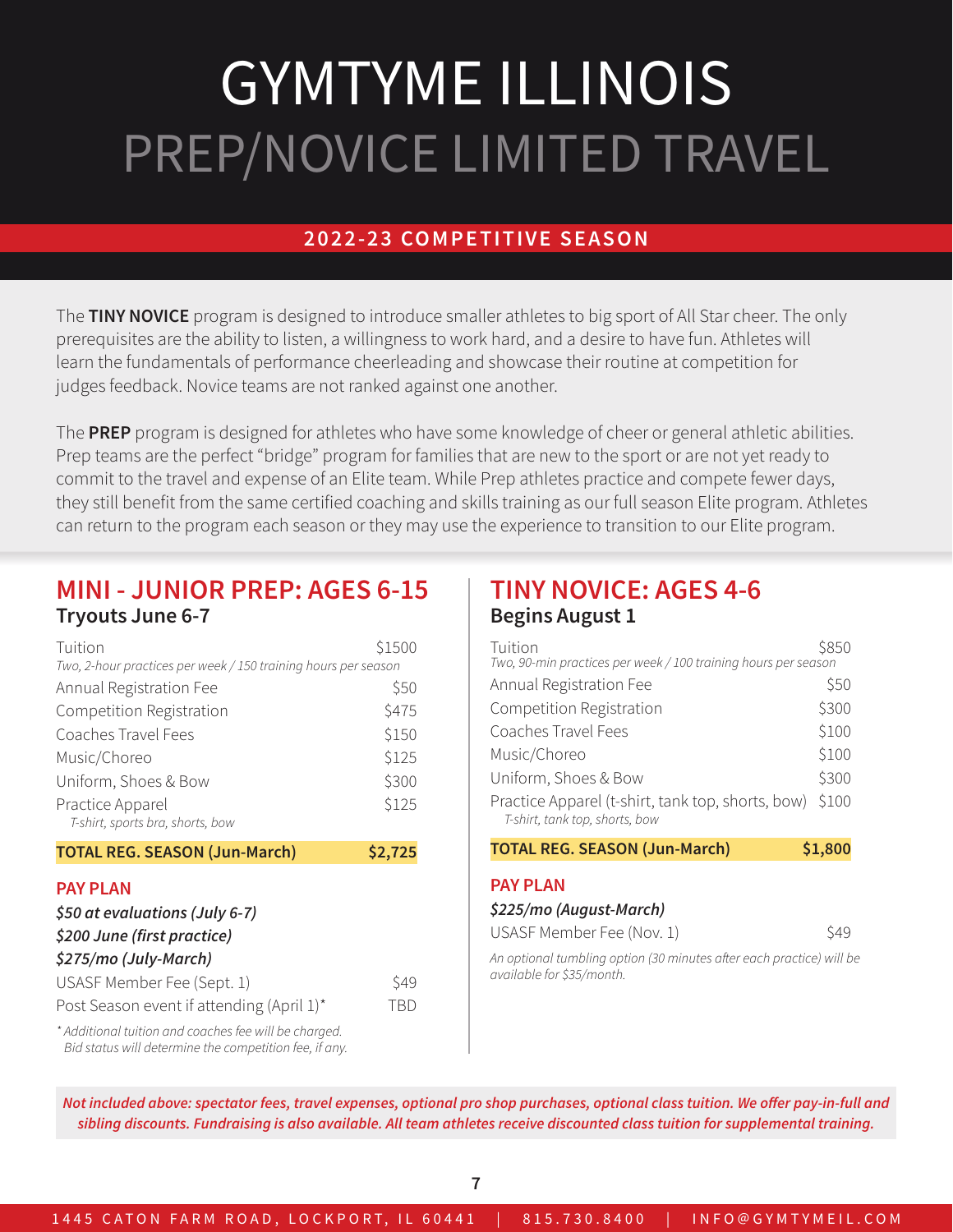# GYMTYME ILLINOIS

# PREP/NOVICE LIMITED TRAVEL

**2022-23 COMPETITIVE SEASON**

The **TINY NOVICE** program is designed to introduce smaller athletes to big sport of All Star cheer. The only prerequisites are the ability to listen, a willingness to work hard, and a desire to have fun. Athletes will learn the fundamentals of performance cheerleading and showcase their routine at competition for judges feedback. Novice teams are not ranked against one another.

The **PREP** program is designed for athletes who have some knowledge of cheer or general athletic abilities. Prep teams are the perfect "bridge" program for families that are new to the sport or are not yet ready to commit to the travel and expense of an Elite team. While Prep athletes practice and compete fewer days, they still benefit from the same certified coaching and skills training as our full season Elite program. Athletes can return to the program each season or they may use the experience to transition to our Elite program.

## MINI - JUNIOR PREP: AGES 6-15

### Tryouts June 6-7

| Item | Cost |
|---|---|
| Tuition<br>*Two, 2-hour practices per week / 150 training hours per season* | $1500 |
| Annual Registration Fee | $50 |
| Competition Registration | $475 |
| Coaches Travel Fees | $150 |
| Music/Choreo | $125 |
| Uniform, Shoes & Bow | $300 |
| Practice Apparel<br>*T-shirt, sports bra, shorts, bow* | $125 |
| **TOTAL REG. SEASON (Jun-March)** | **$2,725** |

### PAY PLAN

***$50 at evaluations (July 6-7)***
***$200 June (first practice)***
***$275/mo (July-March)***

| Item | Cost |
|---|---|
| USASF Member Fee (Sept. 1) | $49 |
| Post Season event if attending (April 1)* | TBD |

*\* Additional tuition and coaches fee will be charged. Bid status will determine the competition fee, if any.*

## TINY NOVICE: AGES 4-6

### Begins August 1

| Item | Cost |
|---|---|
| Tuition<br>*Two, 90-min practices per week / 100 training hours per season* | $850 |
| Annual Registration Fee | $50 |
| Competition Registration | $300 |
| Coaches Travel Fees | $100 |
| Music/Choreo | $100 |
| Uniform, Shoes & Bow | $300 |
| Practice Apparel (t-shirt, tank top, shorts, bow)<br>*T-shirt, tank top, shorts, bow* | $100 |
| **TOTAL REG. SEASON (Jun-March)** | **$1,800** |

### PAY PLAN

***$225/mo (August-March)***

| Item | Cost |
|---|---|
| USASF Member Fee (Nov. 1) | $49 |

*An optional tumbling option (30 minutes after each practice) will be available for $35/month.*

***Not included above: spectator fees, travel expenses, optional pro shop purchases, optional class tuition. We offer pay-in-full and sibling discounts. Fundraising is also available. All team athletes receive discounted class tuition for supplemental training.***

1445 CATON FARM ROAD, LOCKPORT, IL 60441 | 815.730.8400 | INFO@GYMTYMEIL.COM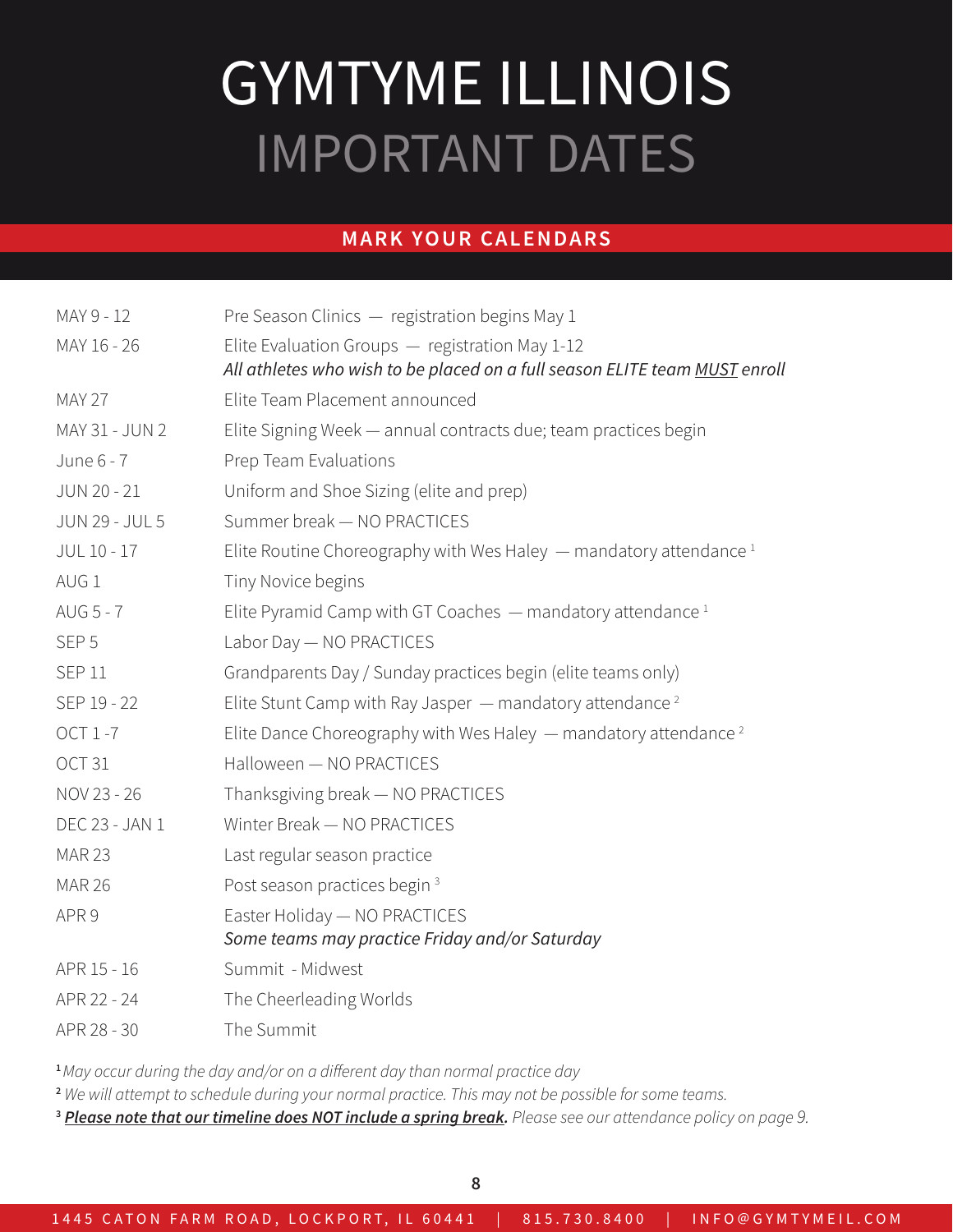# GYMTYME ILLINOIS
# IMPORTANT DATES

## MARK YOUR CALENDARS

| | |
|---|---|
| MAY 9 - 12 | Pre Season Clinics — registration begins May 1 |
| MAY 16 - 26 | Elite Evaluation Groups — registration May 1-12<br>*All athletes who wish to be placed on a full season ELITE team MUST enroll* |
| MAY 27 | Elite Team Placement announced |
| MAY 31 - JUN 2 | Elite Signing Week — annual contracts due; team practices begin |
| June 6 - 7 | Prep Team Evaluations |
| JUN 20 - 21 | Uniform and Shoe Sizing (elite and prep) |
| JUN 29 - JUL 5 | Summer break — NO PRACTICES |
| JUL 10 - 17 | Elite Routine Choreography with Wes Haley — mandatory attendance [1] |
| AUG 1 | Tiny Novice begins |
| AUG 5 - 7 | Elite Pyramid Camp with GT Coaches — mandatory attendance [1] |
| SEP 5 | Labor Day — NO PRACTICES |
| SEP 11 | Grandparents Day / Sunday practices begin (elite teams only) |
| SEP 19 - 22 | Elite Stunt Camp with Ray Jasper — mandatory attendance [2] |
| OCT 1 -7 | Elite Dance Choreography with Wes Haley — mandatory attendance [2] |
| OCT 31 | Halloween — NO PRACTICES |
| NOV 23 - 26 | Thanksgiving break — NO PRACTICES |
| DEC 23 - JAN 1 | Winter Break — NO PRACTICES |
| MAR 23 | Last regular season practice |
| MAR 26 | Post season practices begin [3] |
| APR 9 | Easter Holiday — NO PRACTICES<br>*Some teams may practice Friday and/or Saturday* |
| APR 15 - 16 | Summit - Midwest |
| APR 22 - 24 | The Cheerleading Worlds |
| APR 28 - 30 | The Summit |

[1] *May occur during the day and/or on a different day than normal practice day*

[2] *We will attempt to schedule during your normal practice. This may not be possible for some teams.*

[3] ***Please note that our timeline does NOT include a spring break.*** *Please see our attendance policy on page 9.*

1445 CATON FARM ROAD, LOCKPORT, IL 60441 | 815.730.8400 | INFO@GYMTYMEIL.COM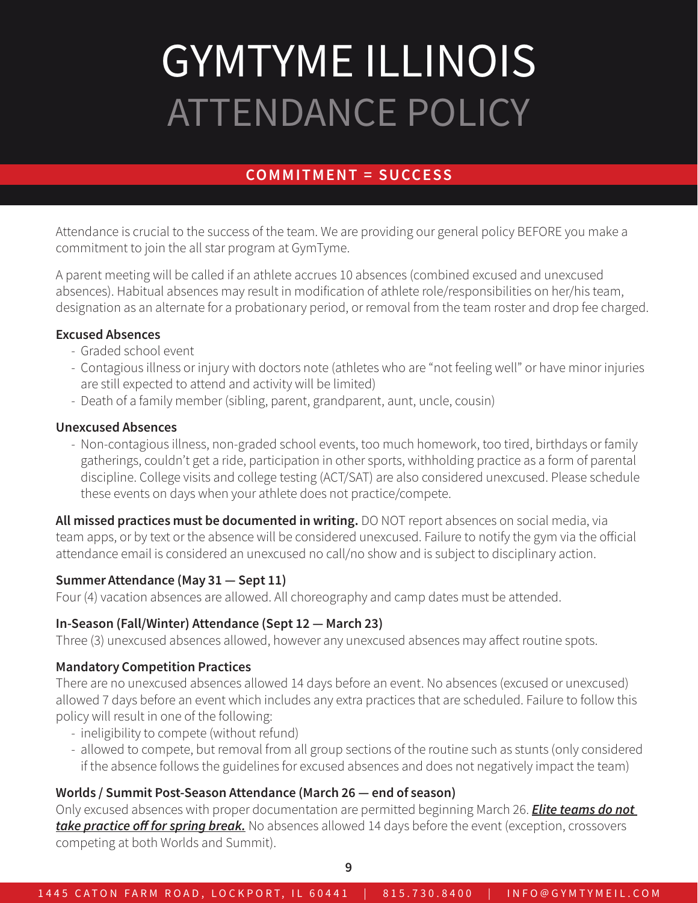# GYMTYME ILLINOIS
# ATTENDANCE POLICY

**COMMITMENT = SUCCESS**

Attendance is crucial to the success of the team. We are providing our general policy BEFORE you make a commitment to join the all star program at GymTyme.

A parent meeting will be called if an athlete accrues 10 absences (combined excused and unexcused absences). Habitual absences may result in modification of athlete role/responsibilities on her/his team, designation as an alternate for a probationary period, or removal from the team roster and drop fee charged.

**Excused Absences**

- Graded school event
- Contagious illness or injury with doctors note (athletes who are "not feeling well" or have minor injuries are still expected to attend and activity will be limited)
- Death of a family member (sibling, parent, grandparent, aunt, uncle, cousin)

**Unexcused Absences**

- Non-contagious illness, non-graded school events, too much homework, too tired, birthdays or family gatherings, couldn't get a ride, participation in other sports, withholding practice as a form of parental discipline. College visits and college testing (ACT/SAT) are also considered unexcused. Please schedule these events on days when your athlete does not practice/compete.

**All missed practices must be documented in writing.** DO NOT report absences on social media, via team apps, or by text or the absence will be considered unexcused. Failure to notify the gym via the official attendance email is considered an unexcused no call/no show and is subject to disciplinary action.

**Summer Attendance (May 31 — Sept 11)**

Four (4) vacation absences are allowed. All choreography and camp dates must be attended.

**In-Season (Fall/Winter) Attendance (Sept 12 — March 23)**

Three (3) unexcused absences allowed, however any unexcused absences may affect routine spots.

**Mandatory Competition Practices**

There are no unexcused absences allowed 14 days before an event. No absences (excused or unexcused) allowed 7 days before an event which includes any extra practices that are scheduled. Failure to follow this policy will result in one of the following:

- ineligibility to compete (without refund)
- allowed to compete, but removal from all group sections of the routine such as stunts (only considered if the absence follows the guidelines for excused absences and does not negatively impact the team)

**Worlds / Summit Post-Season Attendance (March 26 — end of season)**

Only excused absences with proper documentation are permitted beginning March 26. ***Elite teams do not take practice off for spring break.*** No absences allowed 14 days before the event (exception, crossovers competing at both Worlds and Summit).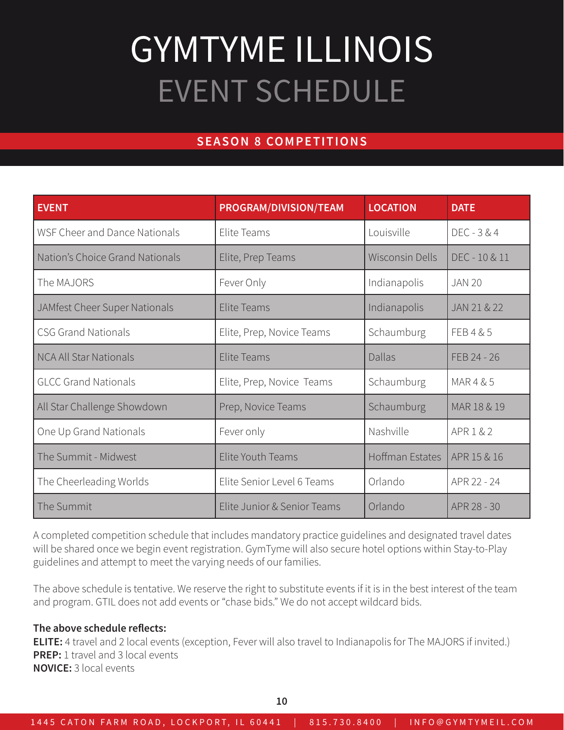# GYMTYME ILLINOIS
## EVENT SCHEDULE

### SEASON 8 COMPETITIONS

| EVENT | PROGRAM/DIVISION/TEAM | LOCATION | DATE |
|---|---|---|---|
| WSF Cheer and Dance Nationals | Elite Teams | Louisville | DEC - 3 & 4 |
| Nation's Choice Grand Nationals | Elite, Prep Teams | Wisconsin Dells | DEC - 10 & 11 |
| The MAJORS | Fever Only | Indianapolis | JAN 20 |
| JAMfest Cheer Super Nationals | Elite Teams | Indianapolis | JAN 21 & 22 |
| CSG Grand Nationals | Elite, Prep, Novice Teams | Schaumburg | FEB 4 & 5 |
| NCA All Star Nationals | Elite Teams | Dallas | FEB 24 - 26 |
| GLCC Grand Nationals | Elite, Prep, Novice Teams | Schaumburg | MAR 4 & 5 |
| All Star Challenge Showdown | Prep, Novice Teams | Schaumburg | MAR 18 & 19 |
| One Up Grand Nationals | Fever only | Nashville | APR 1 & 2 |
| The Summit - Midwest | Elite Youth Teams | Hoffman Estates | APR 15 & 16 |
| The Cheerleading Worlds | Elite Senior Level 6 Teams | Orlando | APR 22 - 24 |
| The Summit | Elite Junior & Senior Teams | Orlando | APR 28 - 30 |

A completed competition schedule that includes mandatory practice guidelines and designated travel dates will be shared once we begin event registration. GymTyme will also secure hotel options within Stay-to-Play guidelines and attempt to meet the varying needs of our families.

The above schedule is tentative. We reserve the right to substitute events if it is in the best interest of the team and program. GTIL does not add events or "chase bids." We do not accept wildcard bids.

**The above schedule reflects:**
**ELITE:** 4 travel and 2 local events (exception, Fever will also travel to Indianapolis for The MAJORS if invited.)
**PREP:** 1 travel and 3 local events
**NOVICE:** 3 local events

1445 CATON FARM ROAD, LOCKPORT, IL 60441 | 815.730.8400 | INFO@GYMTYMEIL.COM